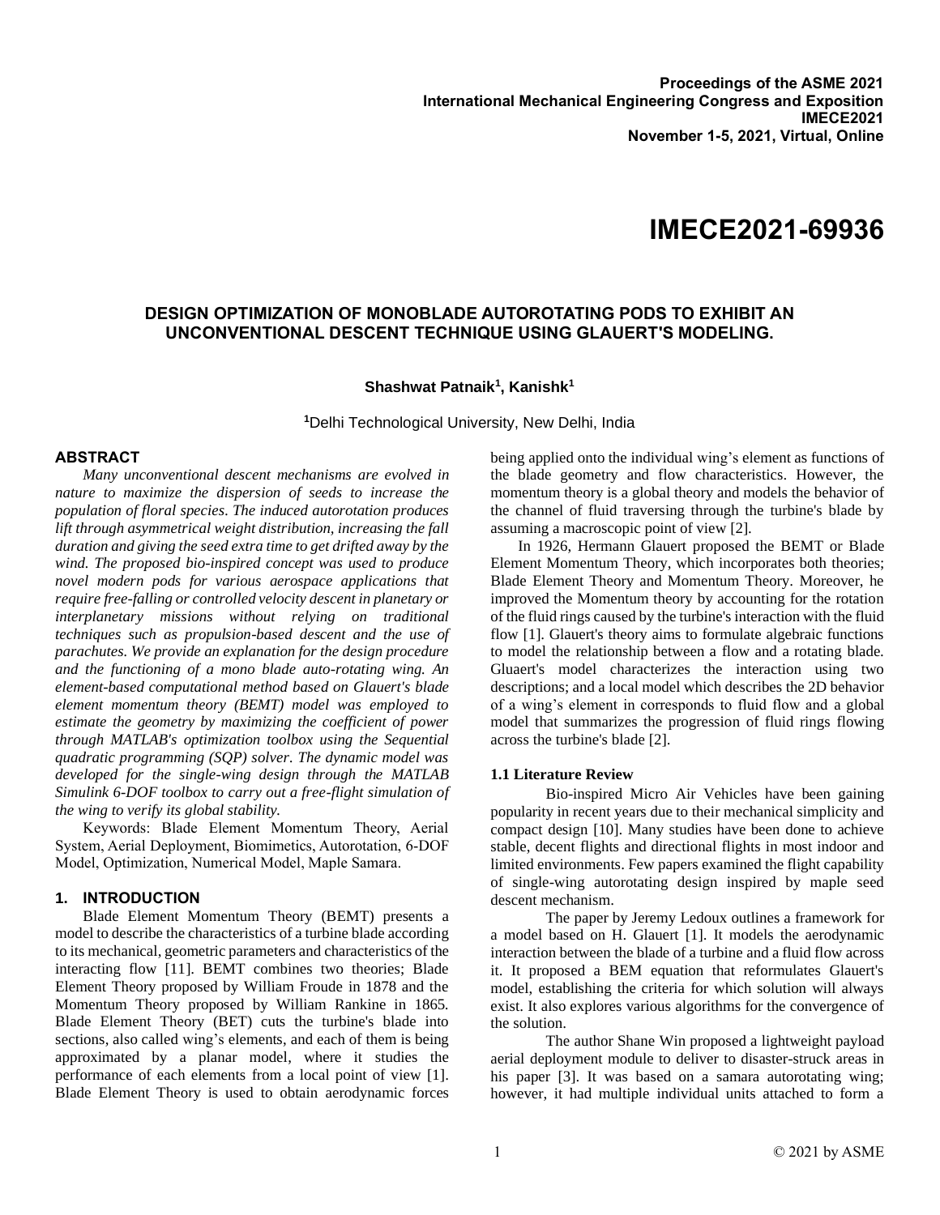Proceedings of the ASME 2021 International Mechanical Engineering Congress and Exposition
IMECE2021
November 1-5, 2021, Virtual, Online

# IMECE2021-69936

## DESIGN OPTIMIZATION OF MONOBLADE AUTOROTATING PODS TO EXHIBIT AN UNCONVENTIONAL DESCENT TECHNIQUE USING GLAUERT'S MODELING.

**Shashwat Patnaik[1], Kanishk[1]**

[1]Delhi Technological University, New Delhi, India

## ABSTRACT

*Many unconventional descent mechanisms are evolved in nature to maximize the dispersion of seeds to increase the population of floral species. The induced autorotation produces lift through asymmetrical weight distribution, increasing the fall duration and giving the seed extra time to get drifted away by the wind. The proposed bio-inspired concept was used to produce novel modern pods for various aerospace applications that require free-falling or controlled velocity descent in planetary or interplanetary missions without relying on traditional techniques such as propulsion-based descent and the use of parachutes. We provide an explanation for the design procedure and the functioning of a mono blade auto-rotating wing. An element-based computational method based on Glauert's blade element momentum theory (BEMT) model was employed to estimate the geometry by maximizing the coefficient of power through MATLAB's optimization toolbox using the Sequential quadratic programming (SQP) solver. The dynamic model was developed for the single-wing design through the MATLAB Simulink 6-DOF toolbox to carry out a free-flight simulation of the wing to verify its global stability.*

Keywords: Blade Element Momentum Theory, Aerial System, Aerial Deployment, Biomimetics, Autorotation, 6-DOF Model, Optimization, Numerical Model, Maple Samara.

## 1. INTRODUCTION

Blade Element Momentum Theory (BEMT) presents a model to describe the characteristics of a turbine blade according to its mechanical, geometric parameters and characteristics of the interacting flow [11]. BEMT combines two theories; Blade Element Theory proposed by William Froude in 1878 and the Momentum Theory proposed by William Rankine in 1865. Blade Element Theory (BET) cuts the turbine's blade into sections, also called wing's elements, and each of them is being approximated by a planar model, where it studies the performance of each elements from a local point of view [1]. Blade Element Theory is used to obtain aerodynamic forces being applied onto the individual wing's element as functions of the blade geometry and flow characteristics. However, the momentum theory is a global theory and models the behavior of the channel of fluid traversing through the turbine's blade by assuming a macroscopic point of view [2].

In 1926, Hermann Glauert proposed the BEMT or Blade Element Momentum Theory, which incorporates both theories; Blade Element Theory and Momentum Theory. Moreover, he improved the Momentum theory by accounting for the rotation of the fluid rings caused by the turbine's interaction with the fluid flow [1]. Glauert's theory aims to formulate algebraic functions to model the relationship between a flow and a rotating blade. Gluaert's model characterizes the interaction using two descriptions; and a local model which describes the 2D behavior of a wing's element in corresponds to fluid flow and a global model that summarizes the progression of fluid rings flowing across the turbine's blade [2].

### 1.1 Literature Review

Bio-inspired Micro Air Vehicles have been gaining popularity in recent years due to their mechanical simplicity and compact design [10]. Many studies have been done to achieve stable, decent flights and directional flights in most indoor and limited environments. Few papers examined the flight capability of single-wing autorotating design inspired by maple seed descent mechanism.

The paper by Jeremy Ledoux outlines a framework for a model based on H. Glauert [1]. It models the aerodynamic interaction between the blade of a turbine and a fluid flow across it. It proposed a BEM equation that reformulates Glauert's model, establishing the criteria for which solution will always exist. It also explores various algorithms for the convergence of the solution.

The author Shane Win proposed a lightweight payload aerial deployment module to deliver to disaster-struck areas in his paper [3]. It was based on a samara autorotating wing; however, it had multiple individual units attached to form a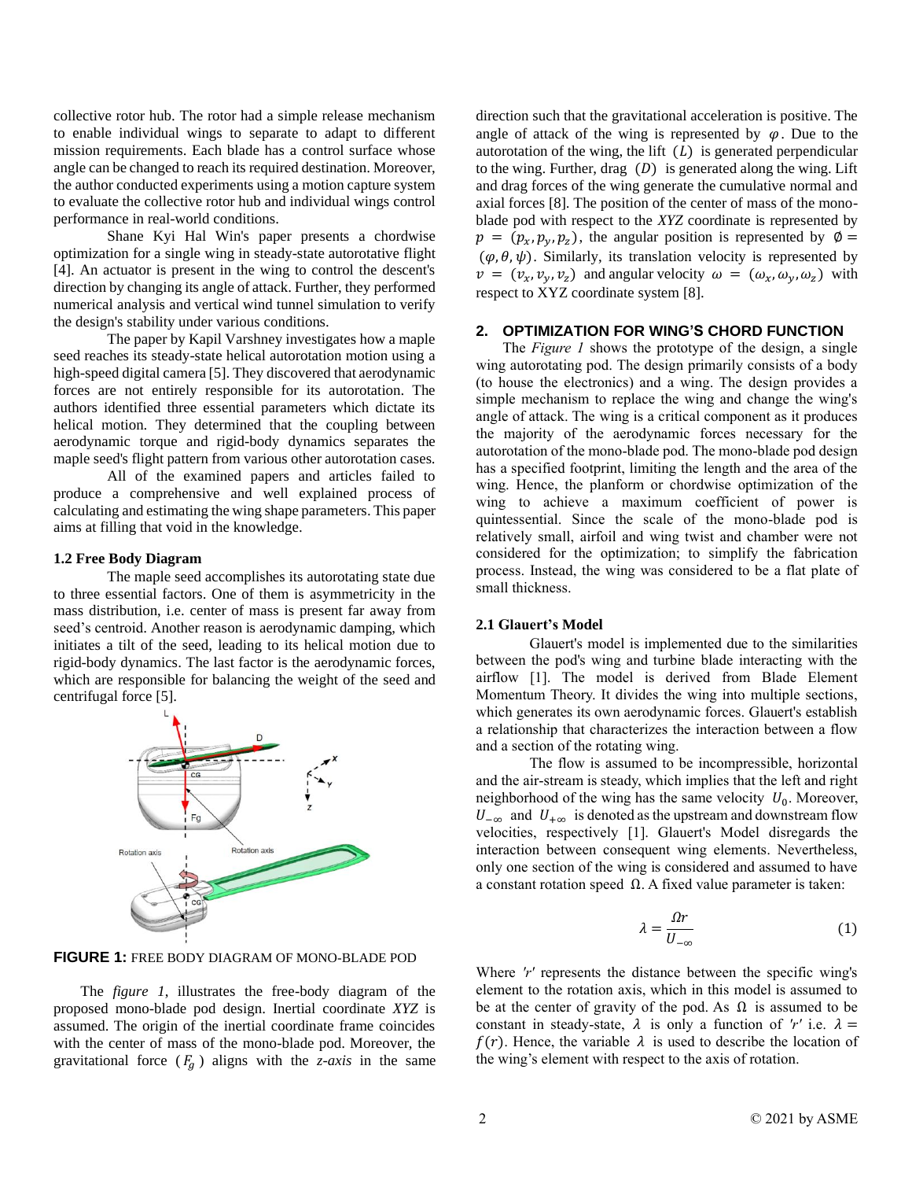collective rotor hub. The rotor had a simple release mechanism to enable individual wings to separate to adapt to different mission requirements. Each blade has a control surface whose angle can be changed to reach its required destination. Moreover, the author conducted experiments using a motion capture system to evaluate the collective rotor hub and individual wings control performance in real-world conditions.

Shane Kyi Hal Win's paper presents a chordwise optimization for a single wing in steady-state autorotative flight [4]. An actuator is present in the wing to control the descent's direction by changing its angle of attack. Further, they performed numerical analysis and vertical wind tunnel simulation to verify the design's stability under various conditions.

The paper by Kapil Varshney investigates how a maple seed reaches its steady-state helical autorotation motion using a high-speed digital camera [5]. They discovered that aerodynamic forces are not entirely responsible for its autorotation. The authors identified three essential parameters which dictate its helical motion. They determined that the coupling between aerodynamic torque and rigid-body dynamics separates the maple seed's flight pattern from various other autorotation cases.

All of the examined papers and articles failed to produce a comprehensive and well explained process of calculating and estimating the wing shape parameters. This paper aims at filling that void in the knowledge.

### 1.2 Free Body Diagram

The maple seed accomplishes its autorotating state due to three essential factors. One of them is asymmetricity in the mass distribution, i.e. center of mass is present far away from seed's centroid. Another reason is aerodynamic damping, which initiates a tilt of the seed, leading to its helical motion due to rigid-body dynamics. The last factor is the aerodynamic forces, which are responsible for balancing the weight of the seed and centrifugal force [5].

**FIGURE 1:** FREE BODY DIAGRAM OF MONO-BLADE POD

The *figure 1*, illustrates the free-body diagram of the proposed mono-blade pod design. Inertial coordinate *XYZ* is assumed. The origin of the inertial coordinate frame coincides with the center of mass of the mono-blade pod. Moreover, the gravitational force ($F_g$) aligns with the *z-axis* in the same direction such that the gravitational acceleration is positive. The angle of attack of the wing is represented by $\varphi$. Due to the autorotation of the wing, the lift ($L$) is generated perpendicular to the wing. Further, drag ($D$) is generated along the wing. Lift and drag forces of the wing generate the cumulative normal and axial forces [8]. The position of the center of mass of the mono-blade pod with respect to the *XYZ* coordinate is represented by $p = (p_x, p_y, p_z)$, the angular position is represented by $\emptyset = (\varphi, \theta, \psi)$. Similarly, its translation velocity is represented by $v = (v_x, v_y, v_z)$ and angular velocity $\omega = (\omega_x, \omega_y, \omega_z)$ with respect to XYZ coordinate system [8].

## 2. OPTIMIZATION FOR WING'S CHORD FUNCTION

The *Figure 1* shows the prototype of the design, a single wing autorotating pod. The design primarily consists of a body (to house the electronics) and a wing. The design provides a simple mechanism to replace the wing and change the wing's angle of attack. The wing is a critical component as it produces the majority of the aerodynamic forces necessary for the autorotation of the mono-blade pod. The mono-blade pod design has a specified footprint, limiting the length and the area of the wing. Hence, the planform or chordwise optimization of the wing to achieve a maximum coefficient of power is quintessential. Since the scale of the mono-blade pod is relatively small, airfoil and wing twist and chamber were not considered for the optimization; to simplify the fabrication process. Instead, the wing was considered to be a flat plate of small thickness.

### 2.1 Glauert's Model

Glauert's model is implemented due to the similarities between the pod's wing and turbine blade interacting with the airflow [1]. The model is derived from Blade Element Momentum Theory. It divides the wing into multiple sections, which generates its own aerodynamic forces. Glauert's establish a relationship that characterizes the interaction between a flow and a section of the rotating wing.

The flow is assumed to be incompressible, horizontal and the air-stream is steady, which implies that the left and right neighborhood of the wing has the same velocity $U_0$. Moreover, $U_{-\infty}$ and $U_{+\infty}$ is denoted as the upstream and downstream flow velocities, respectively [1]. Glauert's Model disregards the interaction between consequent wing elements. Nevertheless, only one section of the wing is considered and assumed to have a constant rotation speed $\Omega$. A fixed value parameter is taken:

$$\lambda = \frac{\Omega r}{U_{-\infty}} \tag{1}$$

Where *'r'* represents the distance between the specific wing's element to the rotation axis, which in this model is assumed to be at the center of gravity of the pod. As $\Omega$ is assumed to be constant in steady-state, $\lambda$ is only a function of *'r'* i.e. $\lambda = f(r)$. Hence, the variable $\lambda$ is used to describe the location of the wing's element with respect to the axis of rotation.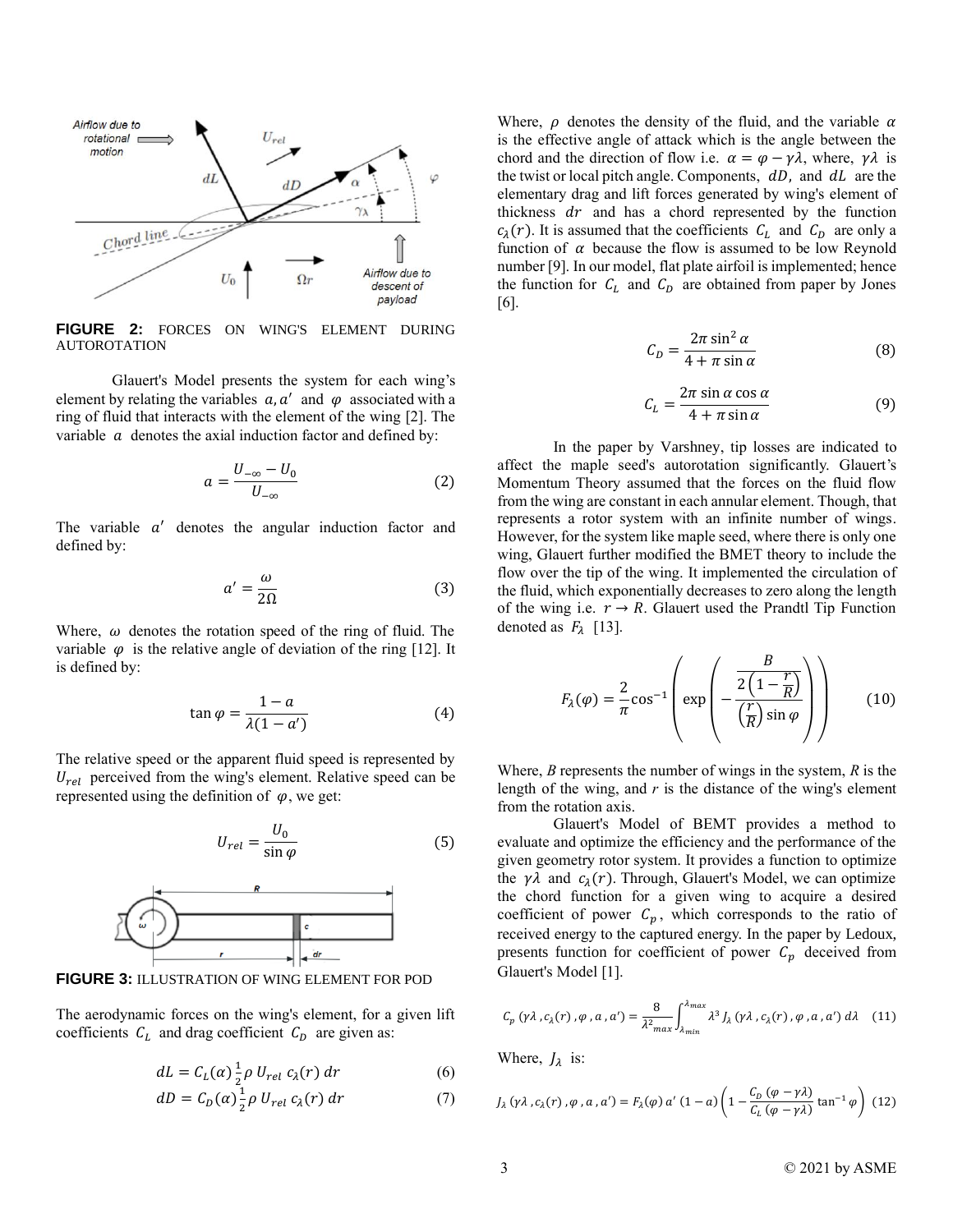FIGURE 2: FORCES ON WING'S ELEMENT DURING AUTOROTATION

Glauert's Model presents the system for each wing's element by relating the variables $a, a'$ and $\varphi$ associated with a ring of fluid that interacts with the element of the wing [2]. The variable $a$ denotes the axial induction factor and defined by:

$$a = \frac{U_{-\infty} - U_0}{U_{-\infty}} \tag{2}$$

The variable $a'$ denotes the angular induction factor and defined by:

$$a' = \frac{\omega}{2\Omega} \tag{3}$$

Where, $\omega$ denotes the rotation speed of the ring of fluid. The variable $\varphi$ is the relative angle of deviation of the ring [12]. It is defined by:

$$\tan\varphi = \frac{1-a}{\lambda(1-a')} \tag{4}$$

The relative speed or the apparent fluid speed is represented by $U_{rel}$ perceived from the wing's element. Relative speed can be represented using the definition of $\varphi$, we get:

$$U_{rel} = \frac{U_0}{\sin\varphi} \tag{5}$$

FIGURE 3: ILLUSTRATION OF WING ELEMENT FOR POD

The aerodynamic forces on the wing's element, for a given lift coefficients $C_L$ and drag coefficient $C_D$ are given as:

$$dL = C_L(\alpha)\frac{1}{2}\rho\, U_{rel}\, c_\lambda(r)\, dr \tag{6}$$

$$dD = C_D(\alpha)\frac{1}{2}\rho\, U_{rel}\, c_\lambda(r)\, dr \tag{7}$$

Where, $\rho$ denotes the density of the fluid, and the variable $\alpha$ is the effective angle of attack which is the angle between the chord and the direction of flow i.e. $\alpha = \varphi - \gamma\lambda$, where, $\gamma\lambda$ is the twist or local pitch angle. Components, $dD$, and $dL$ are the elementary drag and lift forces generated by wing's element of thickness $dr$ and has a chord represented by the function $c_\lambda(r)$. It is assumed that the coefficients $C_L$ and $C_D$ are only a function of $\alpha$ because the flow is assumed to be low Reynold number [9]. In our model, flat plate airfoil is implemented; hence the function for $C_L$ and $C_D$ are obtained from paper by Jones [6].

$$C_D = \frac{2\pi\sin^2\alpha}{4+\pi\sin\alpha} \tag{8}$$

$$C_L = \frac{2\pi\sin\alpha\cos\alpha}{4+\pi\sin\alpha} \tag{9}$$

In the paper by Varshney, tip losses are indicated to affect the maple seed's autorotation significantly. Glauert's Momentum Theory assumed that the forces on the fluid flow from the wing are constant in each annular element. Though, that represents a rotor system with an infinite number of wings. However, for the system like maple seed, where there is only one wing, Glauert further modified the BMET theory to include the flow over the tip of the wing. It implemented the circulation of the fluid, which exponentially decreases to zero along the length of the wing i.e. $r \to R$. Glauert used the Prandtl Tip Function denoted as $F_\lambda$ [13].

$$F_\lambda(\varphi) = \frac{2}{\pi}\cos^{-1}\left(\exp\left(-\frac{\frac{B}{2\left(1-\frac{r}{R}\right)}}{\left(\frac{r}{R}\right)\sin\varphi}\right)\right) \tag{10}$$

Where, $B$ represents the number of wings in the system, $R$ is the length of the wing, and $r$ is the distance of the wing's element from the rotation axis.

Glauert's Model of BEMT provides a method to evaluate and optimize the efficiency and the performance of the given geometry rotor system. It provides a function to optimize the $\gamma\lambda$ and $c_\lambda(r)$. Through, Glauert's Model, we can optimize the chord function for a given wing to acquire a desired coefficient of power $C_p$, which corresponds to the ratio of received energy to the captured energy. In the paper by Ledoux, presents function for coefficient of power $C_p$ deceived from Glauert's Model [1].

$$C_p\,(\gamma\lambda, c_\lambda(r), \varphi, a, a') = \frac{8}{\lambda^2_{max}}\int_{\lambda_{min}}^{\lambda_{max}} \lambda^3 J_\lambda\,(\gamma\lambda, c_\lambda(r), \varphi, a, a')\, d\lambda \tag{11}$$

Where, $J_\lambda$ is:

$$J_\lambda\,(\gamma\lambda, c_\lambda(r), \varphi, a, a') = F_\lambda(\varphi)\, a'\,(1-a)\left(1 - \frac{C_D\,(\varphi-\gamma\lambda)}{C_L\,(\varphi-\gamma\lambda)}\tan^{-1}\varphi\right) \tag{12}$$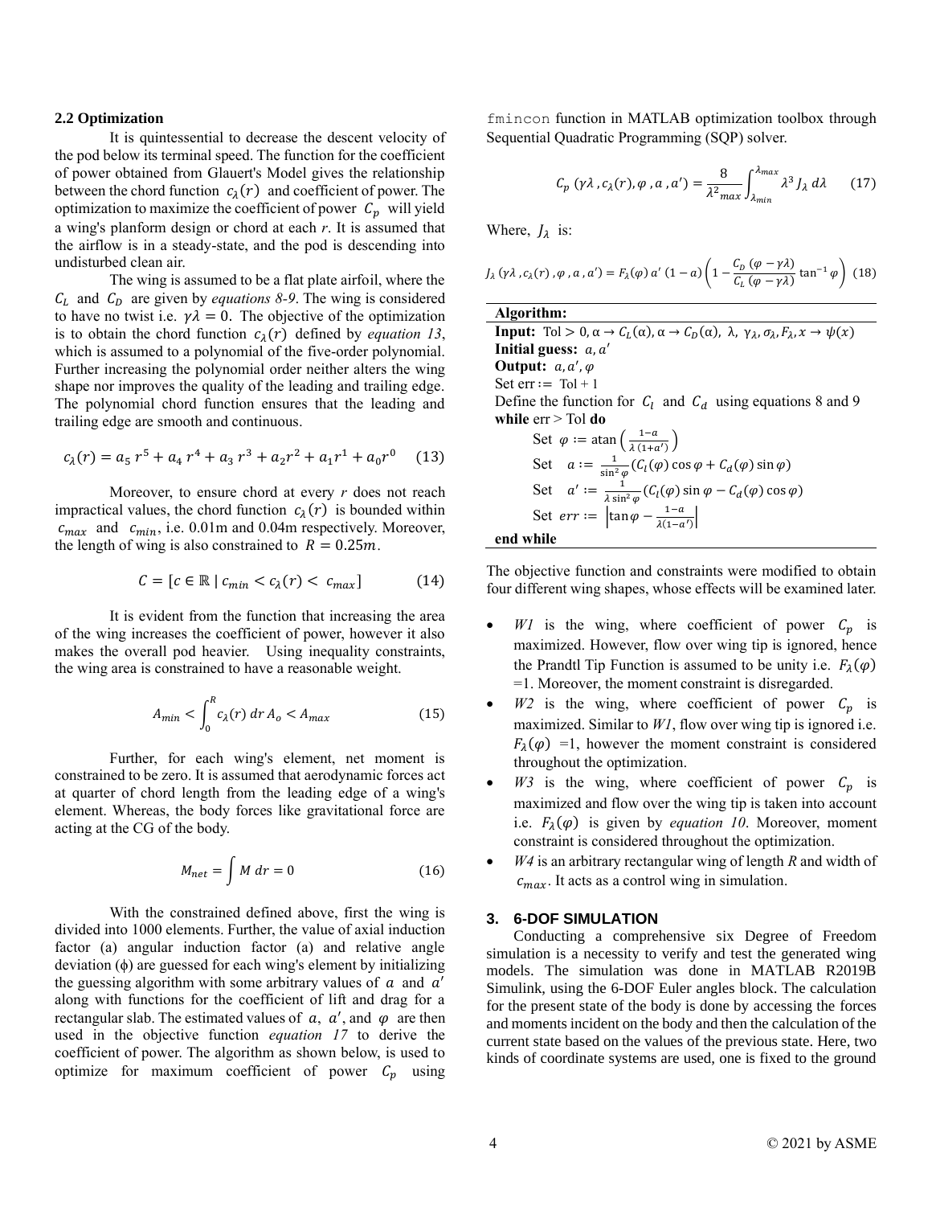### 2.2 Optimization

It is quintessential to decrease the descent velocity of the pod below its terminal speed. The function for the coefficient of power obtained from Glauert's Model gives the relationship between the chord function $c_\lambda(r)$ and coefficient of power. The optimization to maximize the coefficient of power $C_p$ will yield a wing's planform design or chord at each *r*. It is assumed that the airflow is in a steady-state, and the pod is descending into undisturbed clean air.

The wing is assumed to be a flat plate airfoil, where the $C_L$ and $C_D$ are given by *equations 8-9*. The wing is considered to have no twist i.e. $\gamma\lambda = 0$. The objective of the optimization is to obtain the chord function $c_\lambda(r)$ defined by *equation 13*, which is assumed to a polynomial of the five-order polynomial. Further increasing the polynomial order neither alters the wing shape nor improves the quality of the leading and trailing edge. The polynomial chord function ensures that the leading and trailing edge are smooth and continuous.

$$c_\lambda(r) = a_5\, r^5 + a_4\, r^4 + a_3\, r^3 + a_2 r^2 + a_1 r^1 + a_0 r^0 \quad (13)$$

Moreover, to ensure chord at every *r* does not reach impractical values, the chord function $c_\lambda(r)$ is bounded within $c_{max}$ and $c_{min}$, i.e. 0.01m and 0.04m respectively. Moreover, the length of wing is also constrained to $R = 0.25m$.

$$C = [c \in \mathbb{R} \mid c_{min} < c_\lambda(r) < c_{max}] \quad (14)$$

It is evident from the function that increasing the area of the wing increases the coefficient of power, however it also makes the overall pod heavier. Using inequality constraints, the wing area is constrained to have a reasonable weight.

$$A_{min} < \int_0^R c_\lambda(r)\, dr\, A_o < A_{max} \quad (15)$$

Further, for each wing's element, net moment is constrained to be zero. It is assumed that aerodynamic forces act at quarter of chord length from the leading edge of a wing's element. Whereas, the body forces like gravitational force are acting at the CG of the body.

$$M_{net} = \int M\, dr = 0 \quad (16)$$

With the constrained defined above, first the wing is divided into 1000 elements. Further, the value of axial induction factor (a) angular induction factor (a) and relative angle deviation (ϕ) are guessed for each wing's element by initializing the guessing algorithm with some arbitrary values of $a$ and $a'$ along with functions for the coefficient of lift and drag for a rectangular slab. The estimated values of $a$, $a'$, and $\varphi$ are then used in the objective function *equation 17* to derive the coefficient of power. The algorithm as shown below, is used to optimize for maximum coefficient of power $C_p$ using `fmincon` function in MATLAB optimization toolbox through Sequential Quadratic Programming (SQP) solver.

$$C_p\,(\gamma\lambda\,, c_\lambda(r), \varphi\,, a\,, a') = \frac{8}{\lambda^2_{max}} \int_{\lambda_{min}}^{\lambda_{max}} \lambda^3 J_\lambda\, d\lambda \quad (17)$$

Where, $J_\lambda$ is:

$$J_\lambda\,(\gamma\lambda\,, c_\lambda(r)\,, \varphi\,, a\,, a') = F_\lambda(\varphi)\, a'\,(1-a)\left(1 - \frac{C_D\,(\varphi - \gamma\lambda)}{C_L\,(\varphi - \gamma\lambda)} \tan^{-1}\varphi\right) \quad (18)$$

**Algorithm:**
**Input:** Tol > 0, $\alpha \to C_L(\alpha)$, $\alpha \to C_D(\alpha)$, $\lambda$, $\gamma_\lambda$, $\sigma_\lambda$, $F_\lambda$, $x \to \psi(x)$
**Initial guess:** $a, a'$
**Output:** $a, a', \varphi$
Set err := Tol + 1
Define the function for $C_l$ and $C_d$ using equations 8 and 9
**while** err > Tol **do**
  Set $\varphi := \operatorname{atan}\left(\frac{1-a}{\lambda\,(1+a')}\right)$
  Set $a := \frac{1}{\sin^2\varphi}(C_l(\varphi)\cos\varphi + C_d(\varphi)\sin\varphi)$
  Set $a' := \frac{1}{\lambda\sin^2\varphi}(C_l(\varphi)\sin\varphi - C_d(\varphi)\cos\varphi)$
  Set $err := \left|\tan\varphi - \frac{1-a}{\lambda(1-a')}\right|$
**end while**

The objective function and constraints were modified to obtain four different wing shapes, whose effects will be examined later.

- *W1* is the wing, where coefficient of power $C_p$ is maximized. However, flow over wing tip is ignored, hence the Prandtl Tip Function is assumed to be unity i.e. $F_\lambda(\varphi)$ =1. Moreover, the moment constraint is disregarded.
- *W2* is the wing, where coefficient of power $C_p$ is maximized. Similar to *W1*, flow over wing tip is ignored i.e. $F_\lambda(\varphi)$ =1, however the moment constraint is considered throughout the optimization.
- *W3* is the wing, where coefficient of power $C_p$ is maximized and flow over the wing tip is taken into account i.e. $F_\lambda(\varphi)$ is given by *equation 10*. Moreover, moment constraint is considered throughout the optimization.
- *W4* is an arbitrary rectangular wing of length *R* and width of $c_{max}$. It acts as a control wing in simulation.

## 3. 6-DOF SIMULATION

Conducting a comprehensive six Degree of Freedom simulation is a necessity to verify and test the generated wing models. The simulation was done in MATLAB R2019B Simulink, using the 6-DOF Euler angles block. The calculation for the present state of the body is done by accessing the forces and moments incident on the body and then the calculation of the current state based on the values of the previous state. Here, two kinds of coordinate systems are used, one is fixed to the ground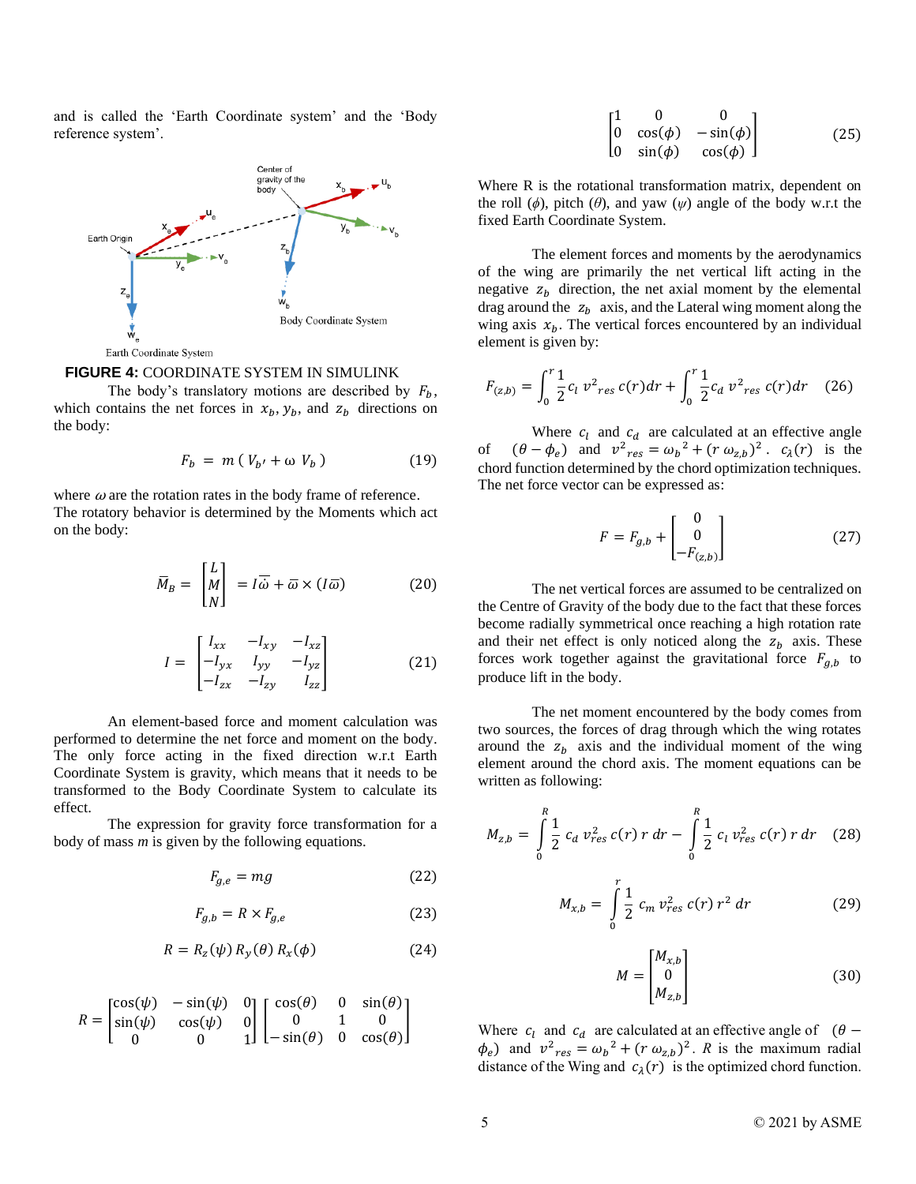and is called the 'Earth Coordinate system' and the 'Body reference system'.

**FIGURE 4:** COORDINATE SYSTEM IN SIMULINK

The body's translatory motions are described by $F_b$, which contains the net forces in $x_b, y_b$, and $z_b$ directions on the body:

$$F_b = m\,(\,V_{b'} + \omega\, V_b\,) \tag{19}$$

where $\omega$ are the rotation rates in the body frame of reference. The rotatory behavior is determined by the Moments which act on the body:

$$\bar{M}_B = \begin{bmatrix} L \\ M \\ N \end{bmatrix} = I\bar{\omega} + \bar{\omega} \times (I\bar{\omega}) \tag{20}$$

$$I = \begin{bmatrix} I_{xx} & -I_{xy} & -I_{xz} \\ -I_{yx} & I_{yy} & -I_{yz} \\ -I_{zx} & -I_{zy} & I_{zz} \end{bmatrix} \tag{21}$$

An element-based force and moment calculation was performed to determine the net force and moment on the body. The only force acting in the fixed direction w.r.t Earth Coordinate System is gravity, which means that it needs to be transformed to the Body Coordinate System to calculate its effect.

The expression for gravity force transformation for a body of mass *m* is given by the following equations.

$$F_{g,e} = mg \tag{22}$$

$$F_{g,b} = R \times F_{g,e} \tag{23}$$

$$R = R_z(\psi)\, R_y(\theta)\, R_x(\phi) \tag{24}$$

$$R = \begin{bmatrix} \cos(\psi) & -\sin(\psi) & 0 \\ \sin(\psi) & \cos(\psi) & 0 \\ 0 & 0 & 1 \end{bmatrix} \begin{bmatrix} \cos(\theta) & 0 & \sin(\theta) \\ 0 & 1 & 0 \\ -\sin(\theta) & 0 & \cos(\theta) \end{bmatrix}$$

$$\begin{bmatrix} 1 & 0 & 0 \\ 0 & \cos(\phi) & -\sin(\phi) \\ 0 & \sin(\phi) & \cos(\phi) \end{bmatrix} \tag{25}$$

Where R is the rotational transformation matrix, dependent on the roll ($\phi$), pitch ($\theta$), and yaw ($\psi$) angle of the body w.r.t the fixed Earth Coordinate System.

The element forces and moments by the aerodynamics of the wing are primarily the net vertical lift acting in the negative $z_b$ direction, the net axial moment by the elemental drag around the $z_b$ axis, and the Lateral wing moment along the wing axis $x_b$. The vertical forces encountered by an individual element is given by:

$$F_{(z,b)} = \int_0^r \frac{1}{2} c_l\, v^2{}_{res}\, c(r) dr + \int_0^r \frac{1}{2} c_d\, v^2{}_{res}\, c(r) dr \tag{26}$$

Where $c_l$ and $c_d$ are calculated at an effective angle of $(\theta - \phi_e)$ and $v^2{}_{res} = \omega_b{}^2 + (r\,\omega_{z,b})^2$. $c_\lambda(r)$ is the chord function determined by the chord optimization techniques. The net force vector can be expressed as:

$$F = F_{g,b} + \begin{bmatrix} 0 \\ 0 \\ -F_{(z,b)} \end{bmatrix} \tag{27}$$

The net vertical forces are assumed to be centralized on the Centre of Gravity of the body due to the fact that these forces become radially symmetrical once reaching a high rotation rate and their net effect is only noticed along the $z_b$ axis. These forces work together against the gravitational force $F_{g,b}$ to produce lift in the body.

The net moment encountered by the body comes from two sources, the forces of drag through which the wing rotates around the $z_b$ axis and the individual moment of the wing element around the chord axis. The moment equations can be written as following:

$$M_{z,b} = \int_0^R \frac{1}{2}\, c_d\, v_{res}^2\, c(r)\, r\, dr - \int_0^R \frac{1}{2}\, c_l\, v_{res}^2\, c(r)\, r\, dr \tag{28}$$

$$M_{x,b} = \int_0^r \frac{1}{2}\, c_m\, v_{res}^2\, c(r)\, r^2\, dr \tag{29}$$

$$M = \begin{bmatrix} M_{x,b} \\ 0 \\ M_{z,b} \end{bmatrix} \tag{30}$$

Where $c_l$ and $c_d$ are calculated at an effective angle of $(\theta - \phi_e)$ and $v^2{}_{res} = \omega_b{}^2 + (r\,\omega_{z,b})^2$. $R$ is the maximum radial distance of the Wing and $c_\lambda(r)$ is the optimized chord function.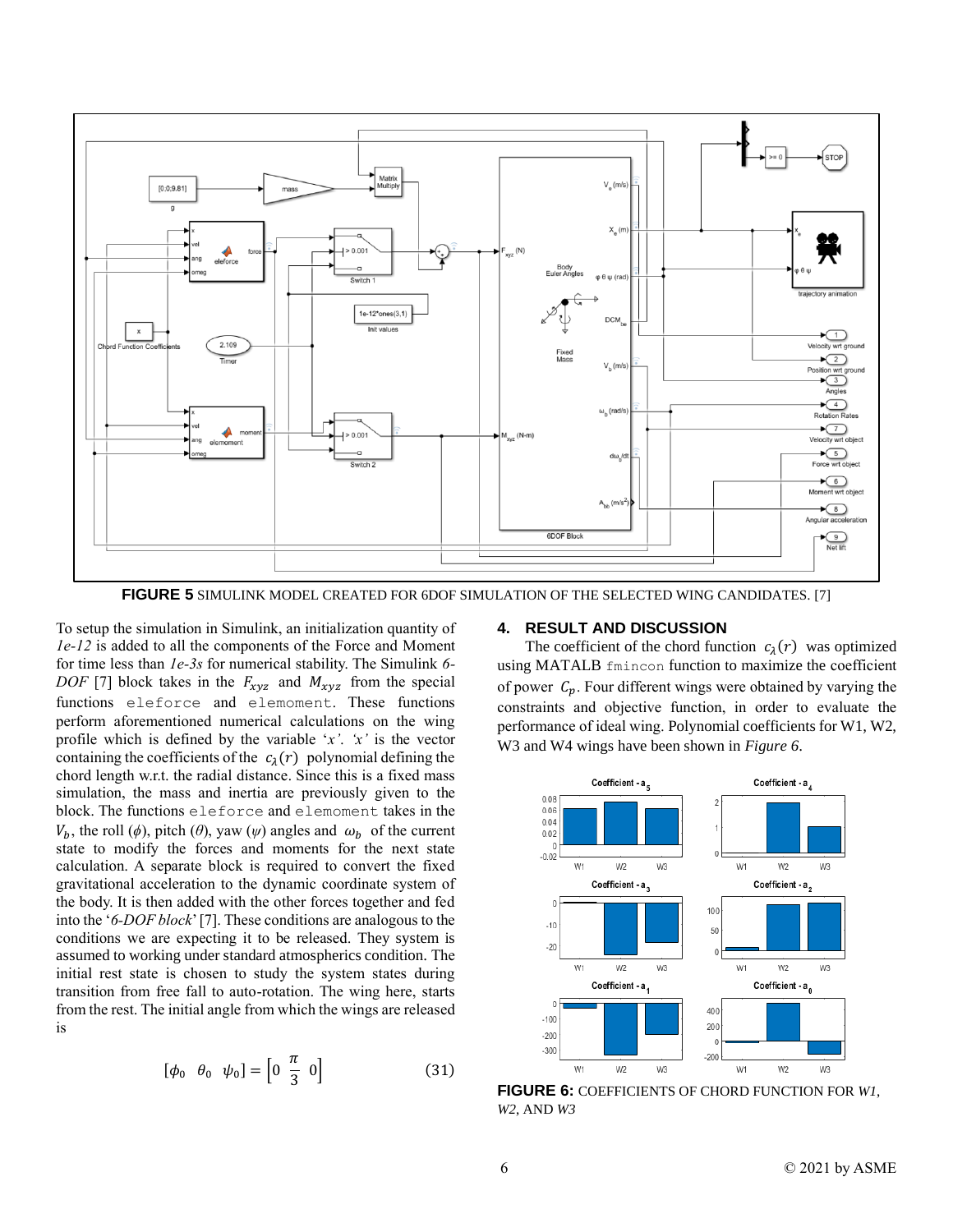**FIGURE 5** SIMULINK MODEL CREATED FOR 6DOF SIMULATION OF THE SELECTED WING CANDIDATES. [7]

To setup the simulation in Simulink, an initialization quantity of *1e-12* is added to all the components of the Force and Moment for time less than *1e-3s* for numerical stability. The Simulink *6-DOF* [7] block takes in the $F_{xyz}$ and $M_{xyz}$ from the special functions `eleforce` and `elemoment`. These functions perform aforementioned numerical calculations on the wing profile which is defined by the variable '*x'*. '*x'* is the vector containing the coefficients of the $c_\lambda(r)$ polynomial defining the chord length w.r.t. the radial distance. Since this is a fixed mass simulation, the mass and inertia are previously given to the block. The functions `eleforce` and `elemoment` takes in the $V_b$, the roll ($\phi$), pitch ($\theta$), yaw ($\psi$) angles and $\omega_b$ of the current state to modify the forces and moments for the next state calculation. A separate block is required to convert the fixed gravitational acceleration to the dynamic coordinate system of the body. It is then added with the other forces together and fed into the '*6-DOF block*' [7]. These conditions are analogous to the conditions we are expecting it to be released. They system is assumed to working under standard atmospherics condition. The initial rest state is chosen to study the system states during transition from free fall to auto-rotation. The wing here, starts from the rest. The initial angle from which the wings are released is

$$[\phi_0 \quad \theta_0 \quad \psi_0] = \left[0 \quad \frac{\pi}{3} \quad 0\right] \tag{31}$$

## 4. RESULT AND DISCUSSION

The coefficient of the chord function $c_\lambda(r)$ was optimized using MATALB `fmincon` function to maximize the coefficient of power $C_p$. Four different wings were obtained by varying the constraints and objective function, in order to evaluate the performance of ideal wing. Polynomial coefficients for W1, W2, W3 and W4 wings have been shown in *Figure 6*.

**FIGURE 6:** COEFFICIENTS OF CHORD FUNCTION FOR *W1*, *W2*, AND *W3*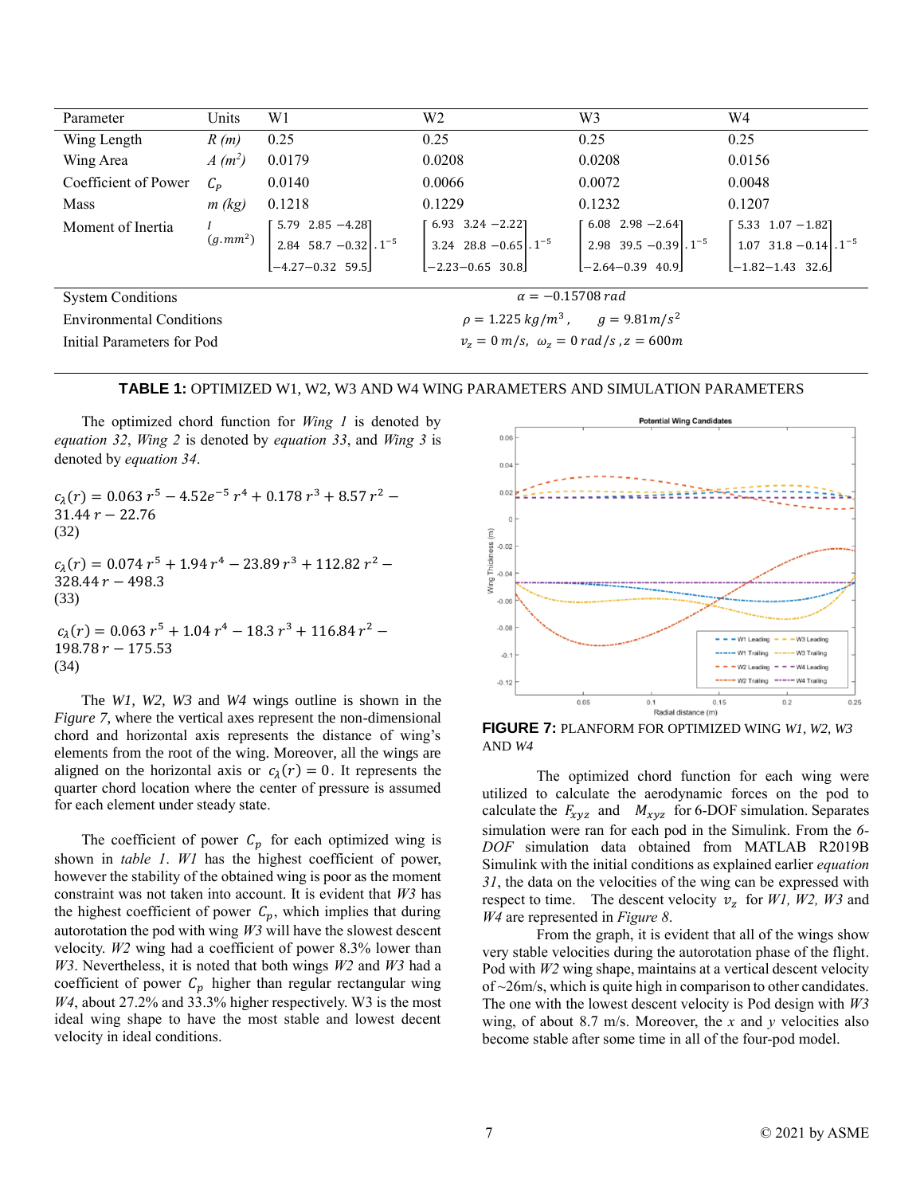| Parameter | Units | W1 | W2 | W3 | W4 |
|---|---|---|---|---|---|
| Wing Length | $R$ (m) | 0.25 | 0.25 | 0.25 | 0.25 |
| Wing Area | $A$ ($m^2$) | 0.0179 | 0.0208 | 0.0208 | 0.0156 |
| Coefficient of Power | $C_P$ | 0.0140 | 0.0066 | 0.0072 | 0.0048 |
| Mass | $m$ (kg) | 0.1218 | 0.1229 | 0.1232 | 0.1207 |
| Moment of Inertia | $I$ ($g.mm^2$) | $\begin{bmatrix} 5.79 & 2.85 & -4.28 \\ 2.84 & 58.7 & -0.32 \\ -4.27 & -0.32 & 59.5 \end{bmatrix} .1^{-5}$ | $\begin{bmatrix} 6.93 & 3.24 & -2.22 \\ 3.24 & 28.8 & -0.65 \\ -2.23 & -0.65 & 30.8 \end{bmatrix} .1^{-5}$ | $\begin{bmatrix} 6.08 & 2.98 & -2.64 \\ 2.98 & 39.5 & -0.39 \\ -2.64 & -0.39 & 40.9 \end{bmatrix} .1^{-5}$ | $\begin{bmatrix} 5.33 & 1.07 & -1.82 \\ 1.07 & 31.8 & -0.14 \\ -1.82 & -1.43 & 32.6 \end{bmatrix} .1^{-5}$ |
| System Conditions | | $\alpha = -0.15708\, rad$ | | | |
| Environmental Conditions | | $\rho = 1.225\, kg/m^3$, $g = 9.81 m/s^2$ | | | |
| Initial Parameters for Pod | | $v_z = 0\, m/s$, $\omega_z = 0\, rad/s$, $z = 600m$ | | | |

**TABLE 1:** OPTIMIZED W1, W2, W3 AND W4 WING PARAMETERS AND SIMULATION PARAMETERS

The optimized chord function for *Wing 1* is denoted by *equation 32*, *Wing 2* is denoted by *equation 33*, and *Wing 3* is denoted by *equation 34*.

$$c_\lambda(r) = 0.063\, r^5 - 4.52e^{-5}\, r^4 + 0.178\, r^3 + 8.57\, r^2 - 31.44\, r - 22.76 \tag{32}$$

$$c_\lambda(r) = 0.074\, r^5 + 1.94\, r^4 - 23.89\, r^3 + 112.82\, r^2 - 328.44\, r - 498.3 \tag{33}$$

$$c_\lambda(r) = 0.063\, r^5 + 1.04\, r^4 - 18.3\, r^3 + 116.84\, r^2 - 198.78\, r - 175.53 \tag{34}$$

The *W1, W2, W3* and *W4* wings outline is shown in the *Figure 7*, where the vertical axes represent the non-dimensional chord and horizontal axis represents the distance of wing's elements from the root of the wing. Moreover, all the wings are aligned on the horizontal axis or $c_\lambda(r) = 0$. It represents the quarter chord location where the center of pressure is assumed for each element under steady state.

The coefficient of power $C_p$ for each optimized wing is shown in *table 1*. *W1* has the highest coefficient of power, however the stability of the obtained wing is poor as the number constraint was not taken into account. It is evident that *W3* has the highest coefficient of power $C_p$, which implies that during autorotation the pod with wing *W3* will have the slowest descent velocity. *W2* wing had a coefficient of power 8.3% lower than *W3*. Nevertheless, it is noted that both wings *W2* and *W3* had a coefficient of power $C_p$ higher than regular rectangular wing *W4*, about 27.2% and 33.3% higher respectively. W3 is the most ideal wing shape to have the most stable and lowest decent velocity in ideal conditions.

**FIGURE 7:** PLANFORM FOR OPTIMIZED WING *W1, W2, W3* AND *W4*

The optimized chord function for each wing were utilized to calculate the aerodynamic forces on the pod to calculate the $F_{xyz}$ and $M_{xyz}$ for 6-DOF simulation. Separates simulation were ran for each pod in the Simulink. From the *6-DOF* simulation data obtained from MATLAB R2019B Simulink with the initial conditions as explained earlier *equation 31*, the data on the velocities of the wing can be expressed with respect to time. The descent velocity $v_z$ for *W1, W2, W3* and *W4* are represented in *Figure 8*.

From the graph, it is evident that all of the wings show very stable velocities during the autorotation phase of the flight. Pod with *W2* wing shape, maintains at a vertical descent velocity of ~26m/s, which is quite high in comparison to other candidates. The one with the lowest descent velocity is Pod design with *W3* wing, of about 8.7 m/s. Moreover, the *x* and *y* velocities also become stable after some time in all of the four-pod model.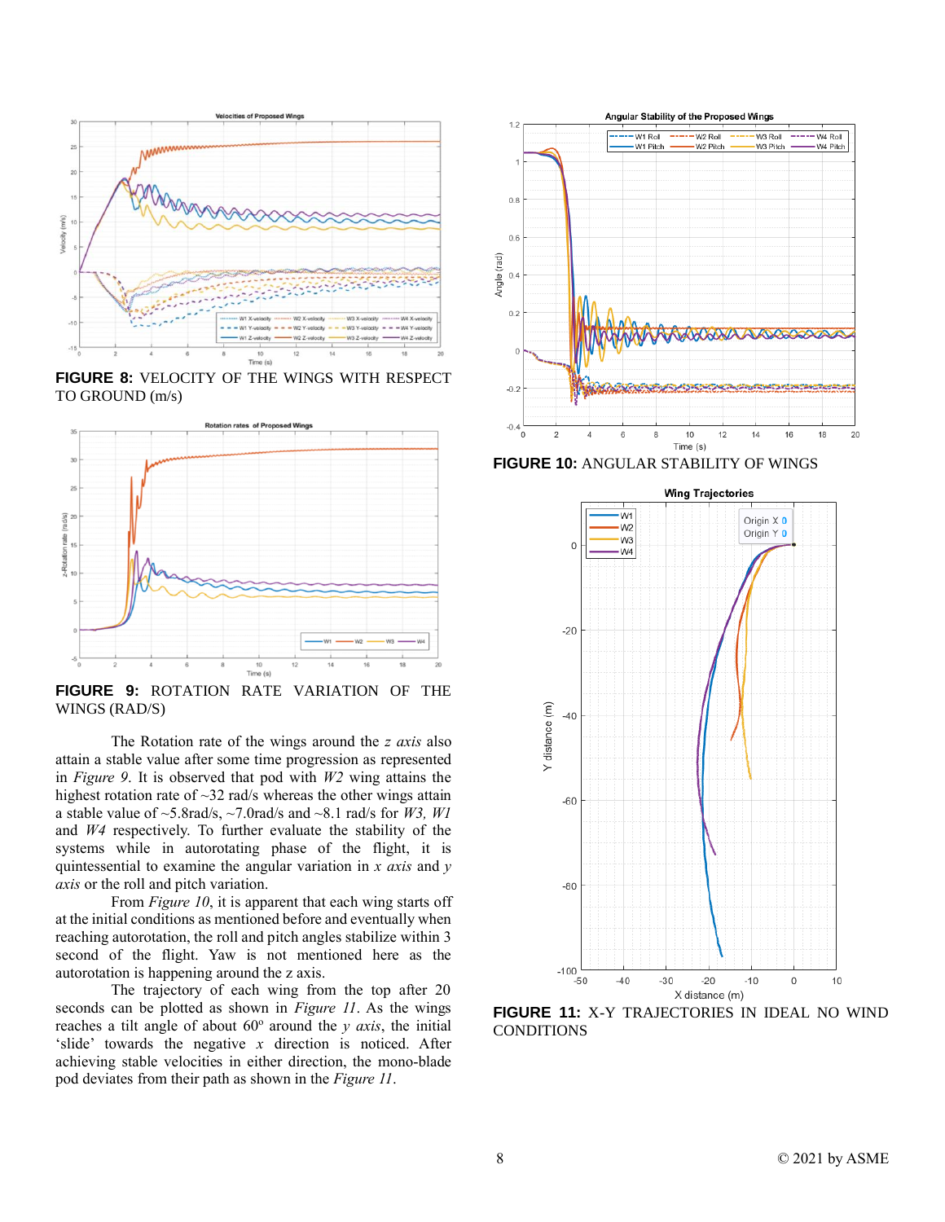**FIGURE 8:** VELOCITY OF THE WINGS WITH RESPECT TO GROUND (m/s)

**FIGURE 9:** ROTATION RATE VARIATION OF THE WINGS (RAD/S)

The Rotation rate of the wings around the *z axis* also attain a stable value after some time progression as represented in *Figure 9*. It is observed that pod with *W2* wing attains the highest rotation rate of ~32 rad/s whereas the other wings attain a stable value of ~5.8rad/s, ~7.0rad/s and ~8.1 rad/s for *W3, W1* and *W4* respectively. To further evaluate the stability of the systems while in autorotating phase of the flight, it is quintessential to examine the angular variation in *x axis* and *y axis* or the roll and pitch variation.

From *Figure 10*, it is apparent that each wing starts off at the initial conditions as mentioned before and eventually when reaching autorotation, the roll and pitch angles stabilize within 3 second of the flight. Yaw is not mentioned here as the autorotation is happening around the z axis.

The trajectory of each wing from the top after 20 seconds can be plotted as shown in *Figure 11*. As the wings reaches a tilt angle of about 60º around the *y axis*, the initial 'slide' towards the negative *x* direction is noticed. After achieving stable velocities in either direction, the mono-blade pod deviates from their path as shown in the *Figure 11*.

**FIGURE 10:** ANGULAR STABILITY OF WINGS

**FIGURE 11:** X-Y TRAJECTORIES IN IDEAL NO WIND CONDITIONS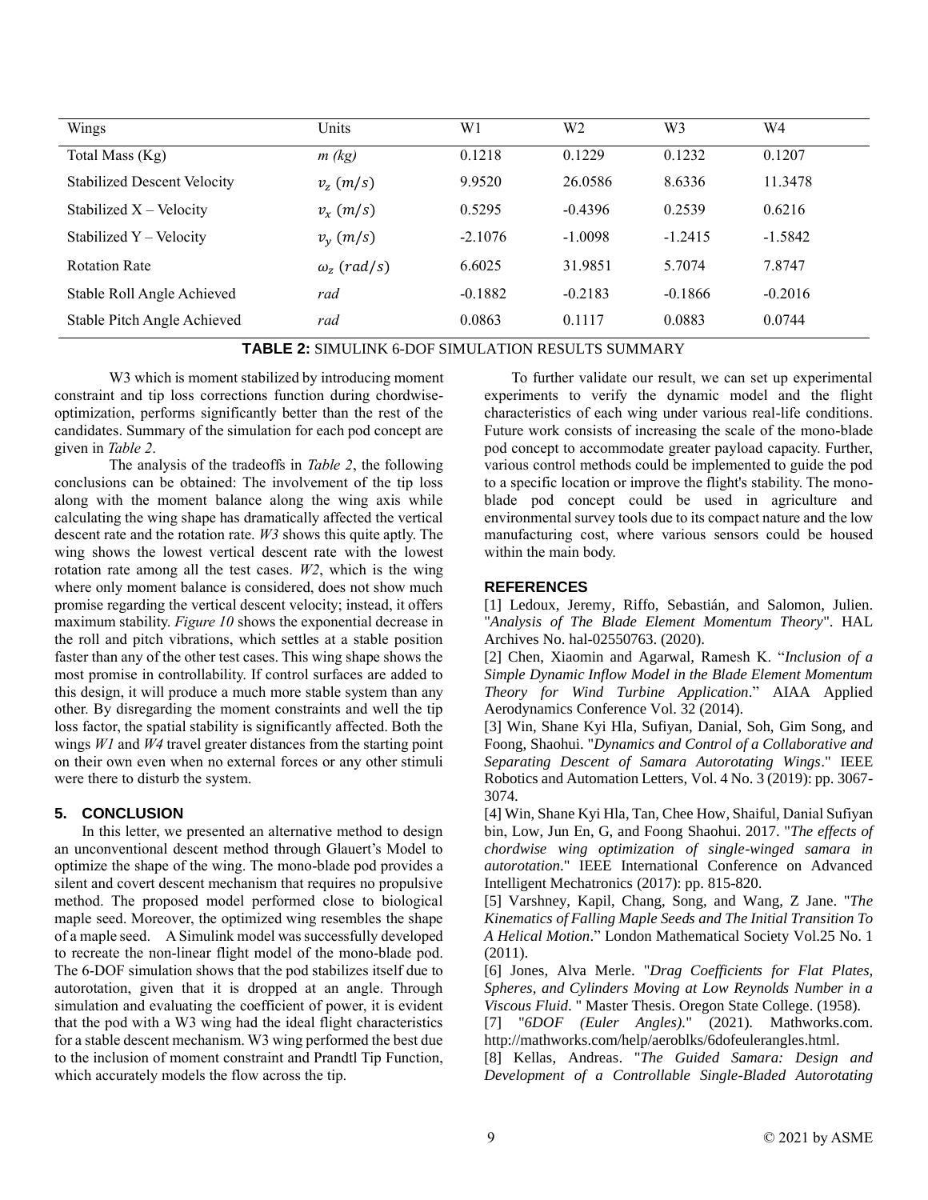| Wings | Units | W1 | W2 | W3 | W4 |
|---|---|---|---|---|---|
| Total Mass (Kg) | *m (kg)* | 0.1218 | 0.1229 | 0.1232 | 0.1207 |
| Stabilized Descent Velocity | $v_z\ (m/s)$ | 9.9520 | 26.0586 | 8.6336 | 11.3478 |
| Stabilized X – Velocity | $v_x\ (m/s)$ | 0.5295 | -0.4396 | 0.2539 | 0.6216 |
| Stabilized Y – Velocity | $v_y\ (m/s)$ | -2.1076 | -1.0098 | -1.2415 | -1.5842 |
| Rotation Rate | $\omega_z\ (rad/s)$ | 6.6025 | 31.9851 | 5.7074 | 7.8747 |
| Stable Roll Angle Achieved | *rad* | -0.1882 | -0.2183 | -0.1866 | -0.2016 |
| Stable Pitch Angle Achieved | *rad* | 0.0863 | 0.1117 | 0.0883 | 0.0744 |

**TABLE 2:** SIMULINK 6-DOF SIMULATION RESULTS SUMMARY

W3 which is moment stabilized by introducing moment constraint and tip loss corrections function during chordwise-optimization, performs significantly better than the rest of the candidates. Summary of the simulation for each pod concept are given in *Table 2*.

The analysis of the tradeoffs in *Table 2*, the following conclusions can be obtained: The involvement of the tip loss along with the moment balance along the wing axis while calculating the wing shape has dramatically affected the vertical descent rate and the rotation rate. *W3* shows this quite aptly. The wing shows the lowest vertical descent rate with the lowest rotation rate among all the test cases. *W2*, which is the wing where only moment balance is considered, does not show much promise regarding the vertical descent velocity; instead, it offers maximum stability. *Figure 10* shows the exponential decrease in the roll and pitch vibrations, which settles at a stable position faster than any of the other test cases. This wing shape shows the most promise in controllability. If control surfaces are added to this design, it will produce a much more stable system than any other. By disregarding the moment constraints and well the tip loss factor, the spatial stability is significantly affected. Both the wings *W1* and *W4* travel greater distances from the starting point on their own even when no external forces or any other stimuli were there to disturb the system.

## 5. CONCLUSION

In this letter, we presented an alternative method to design an unconventional descent method through Glauert's Model to optimize the shape of the wing. The mono-blade pod provides a silent and covert descent mechanism that requires no propulsive method. The proposed model performed close to biological maple seed. Moreover, the optimized wing resembles the shape of a maple seed. A Simulink model was successfully developed to recreate the non-linear flight model of the mono-blade pod. The 6-DOF simulation shows that the pod stabilizes itself due to autorotation, given that it is dropped at an angle. Through simulation and evaluating the coefficient of power, it is evident that the pod with a W3 wing had the ideal flight characteristics for a stable descent mechanism. W3 wing performed the best due to the inclusion of moment constraint and Prandtl Tip Function, which accurately models the flow across the tip.

To further validate our result, we can set up experimental experiments to verify the dynamic model and the flight characteristics of each wing under various real-life conditions. Future work consists of increasing the scale of the mono-blade pod concept to accommodate greater payload capacity. Further, various control methods could be implemented to guide the pod to a specific location or improve the flight's stability. The mono-blade pod concept could be used in agriculture and environmental survey tools due to its compact nature and the low manufacturing cost, where various sensors could be housed within the main body.

## REFERENCES

[1] Ledoux, Jeremy, Riffo, Sebastián, and Salomon, Julien. "*Analysis of The Blade Element Momentum Theory*". HAL Archives No. hal-02550763. (2020).

[2] Chen, Xiaomin and Agarwal, Ramesh K. "*Inclusion of a Simple Dynamic Inflow Model in the Blade Element Momentum Theory for Wind Turbine Application*." AIAA Applied Aerodynamics Conference Vol. 32 (2014).

[3] Win, Shane Kyi Hla, Sufiyan, Danial, Soh, Gim Song, and Foong, Shaohui. "*Dynamics and Control of a Collaborative and Separating Descent of Samara Autorotating Wings*." IEEE Robotics and Automation Letters, Vol. 4 No. 3 (2019): pp. 3067-3074.

[4] Win, Shane Kyi Hla, Tan, Chee How, Shaiful, Danial Sufiyan bin, Low, Jun En, G, and Foong Shaohui. 2017. "*The effects of chordwise wing optimization of single-winged samara in autorotation*." IEEE International Conference on Advanced Intelligent Mechatronics (2017): pp. 815-820.

[5] Varshney, Kapil, Chang, Song, and Wang, Z Jane. "*The Kinematics of Falling Maple Seeds and The Initial Transition To A Helical Motion*." London Mathematical Society Vol.25 No. 1 (2011).

[6] Jones, Alva Merle. "*Drag Coefficients for Flat Plates, Spheres, and Cylinders Moving at Low Reynolds Number in a Viscous Fluid*. " Master Thesis. Oregon State College. (1958).

[7] "*6DOF (Euler Angles)*." (2021). Mathworks.com. http://mathworks.com/help/aeroblks/6dofeulerangles.html.

[8] Kellas, Andreas. "*The Guided Samara: Design and Development of a Controllable Single-Bladed Autorotating*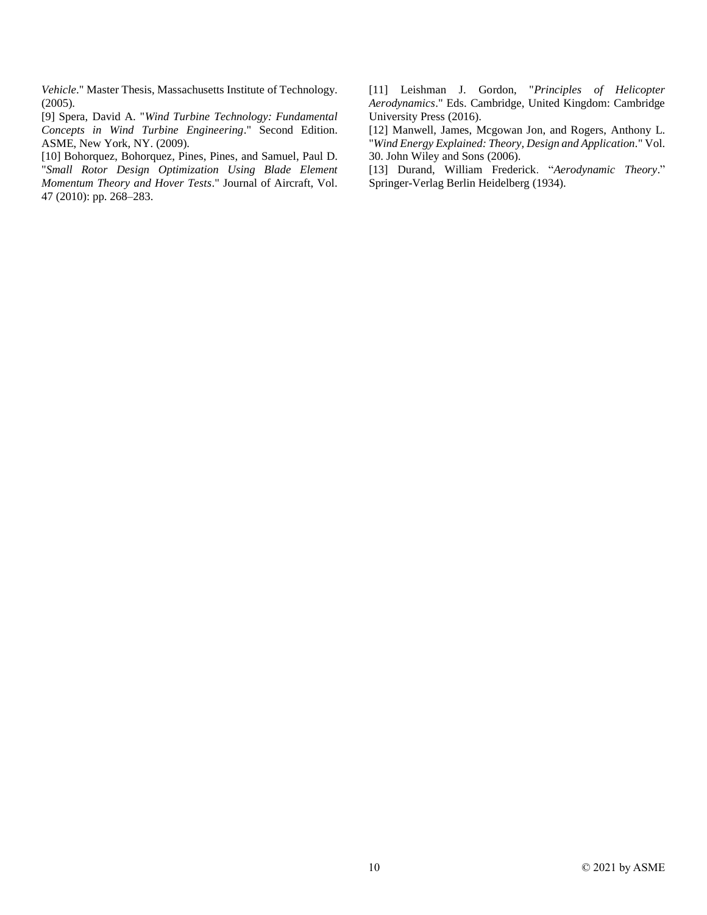*Vehicle*." Master Thesis, Massachusetts Institute of Technology. (2005).

[9] Spera, David A. "*Wind Turbine Technology: Fundamental Concepts in Wind Turbine Engineering*." Second Edition. ASME, New York, NY. (2009).

[10] Bohorquez, Bohorquez, Pines, Pines, and Samuel, Paul D. "*Small Rotor Design Optimization Using Blade Element Momentum Theory and Hover Tests*." Journal of Aircraft, Vol. 47 (2010): pp. 268–283.

[11] Leishman J. Gordon, "*Principles of Helicopter Aerodynamics*." Eds. Cambridge, United Kingdom: Cambridge University Press (2016).

[12] Manwell, James, Mcgowan Jon, and Rogers, Anthony L. "*Wind Energy Explained: Theory, Design and Application*." Vol. 30. John Wiley and Sons (2006).

[13] Durand, William Frederick. "*Aerodynamic Theory*." Springer-Verlag Berlin Heidelberg (1934).